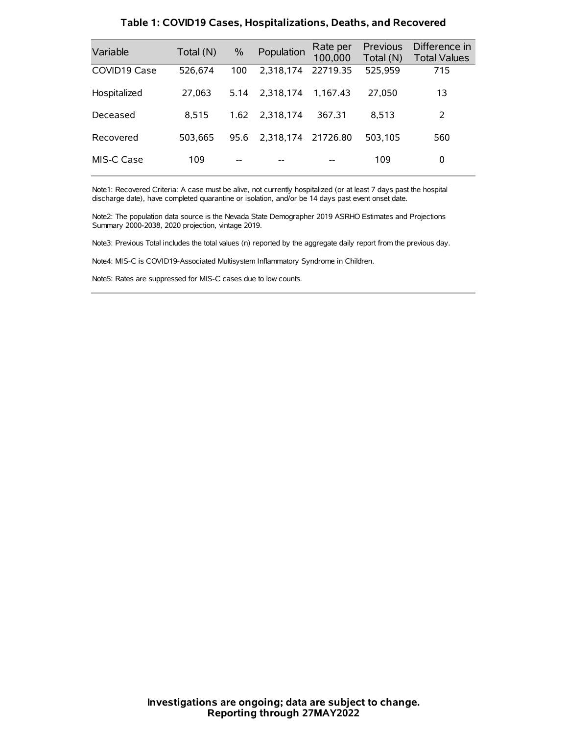**Table 1: COVID19 Cases, Hospitalizations, Deaths, and Recovered**

| Variable | Total (N) | % | Population | Rate per 100,000 | Previous Total (N) | Difference in Total Values |
|---|---|---|---|---|---|---|
| COVID19 Case | 526,674 | 100 | 2,318,174 | 22719.35 | 525,959 | 715 |
| Hospitalized | 27,063 | 5.14 | 2,318,174 | 1,167.43 | 27,050 | 13 |
| Deceased | 8,515 | 1.62 | 2,318,174 | 367.31 | 8,513 | 2 |
| Recovered | 503,665 | 95.6 | 2,318,174 | 21726.80 | 503,105 | 560 |
| MIS-C Case | 109 | -- | -- | -- | 109 | 0 |

Note1: Recovered Criteria: A case must be alive, not currently hospitalized (or at least 7 days past the hospital discharge date), have completed quarantine or isolation, and/or be 14 days past event onset date.

Note2: The population data source is the Nevada State Demographer 2019 ASRHO Estimates and Projections Summary 2000-2038, 2020 projection, vintage 2019.

Note3: Previous Total includes the total values (n) reported by the aggregate daily report from the previous day.

Note4: MIS-C is COVID19-Associated Multisystem Inflammatory Syndrome in Children.

Note5: Rates are suppressed for MIS-C cases due to low counts.

**Investigations are ongoing; data are subject to change.**
**Reporting through 27MAY2022**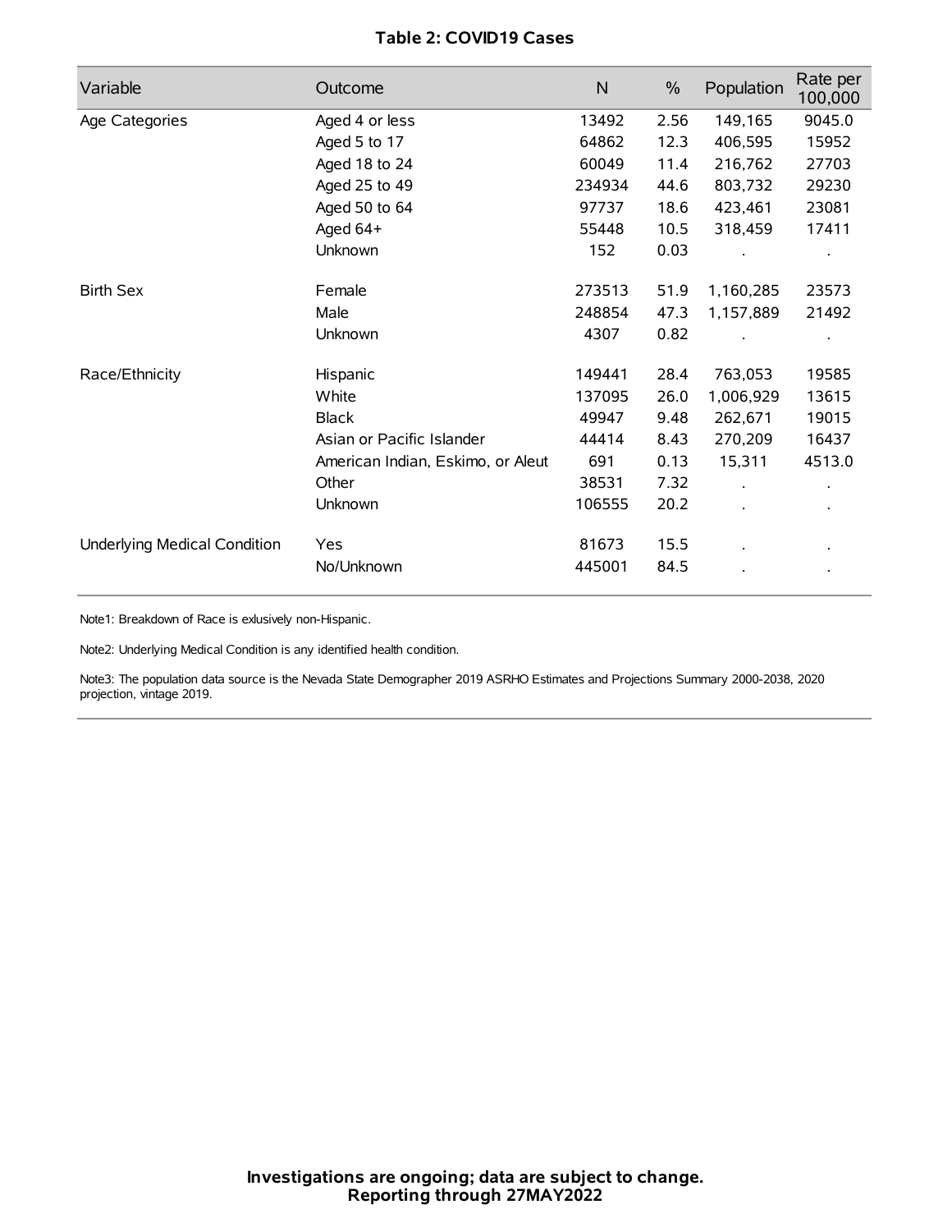**Table 2: COVID19 Cases**

| Variable | Outcome | N | % | Population | Rate per 100,000 |
|---|---|---|---|---|---|
| Age Categories | Aged 4 or less | 13492 | 2.56 | 149,165 | 9045.0 |
| | Aged 5 to 17 | 64862 | 12.3 | 406,595 | 15952 |
| | Aged 18 to 24 | 60049 | 11.4 | 216,762 | 27703 |
| | Aged 25 to 49 | 234934 | 44.6 | 803,732 | 29230 |
| | Aged 50 to 64 | 97737 | 18.6 | 423,461 | 23081 |
| | Aged 64+ | 55448 | 10.5 | 318,459 | 17411 |
| | Unknown | 152 | 0.03 | . | . |
| Birth Sex | Female | 273513 | 51.9 | 1,160,285 | 23573 |
| | Male | 248854 | 47.3 | 1,157,889 | 21492 |
| | Unknown | 4307 | 0.82 | . | . |
| Race/Ethnicity | Hispanic | 149441 | 28.4 | 763,053 | 19585 |
| | White | 137095 | 26.0 | 1,006,929 | 13615 |
| | Black | 49947 | 9.48 | 262,671 | 19015 |
| | Asian or Pacific Islander | 44414 | 8.43 | 270,209 | 16437 |
| | American Indian, Eskimo, or Aleut | 691 | 0.13 | 15,311 | 4513.0 |
| | Other | 38531 | 7.32 | . | . |
| | Unknown | 106555 | 20.2 | . | . |
| Underlying Medical Condition | Yes | 81673 | 15.5 | . | . |
| | No/Unknown | 445001 | 84.5 | . | . |

Note1: Breakdown of Race is exlusively non-Hispanic.

Note2: Underlying Medical Condition is any identified health condition.

Note3: The population data source is the Nevada State Demographer 2019 ASRHO Estimates and Projections Summary 2000-2038, 2020 projection, vintage 2019.

**Investigations are ongoing; data are subject to change.**
**Reporting through 27MAY2022**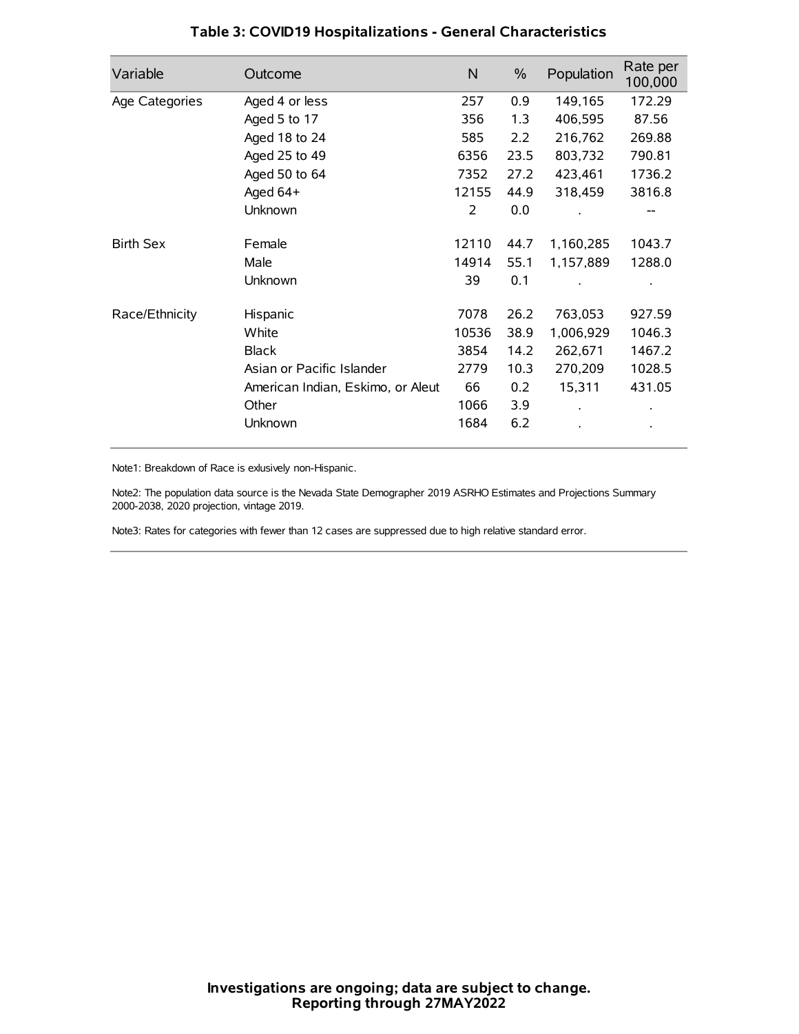# Table 3: COVID19 Hospitalizations - General Characteristics

| Variable | Outcome | N | % | Population | Rate per 100,000 |
|---|---|---|---|---|---|
| Age Categories | Aged 4 or less | 257 | 0.9 | 149,165 | 172.29 |
| | Aged 5 to 17 | 356 | 1.3 | 406,595 | 87.56 |
| | Aged 18 to 24 | 585 | 2.2 | 216,762 | 269.88 |
| | Aged 25 to 49 | 6356 | 23.5 | 803,732 | 790.81 |
| | Aged 50 to 64 | 7352 | 27.2 | 423,461 | 1736.2 |
| | Aged 64+ | 12155 | 44.9 | 318,459 | 3816.8 |
| | Unknown | 2 | 0.0 | . | -- |
| Birth Sex | Female | 12110 | 44.7 | 1,160,285 | 1043.7 |
| | Male | 14914 | 55.1 | 1,157,889 | 1288.0 |
| | Unknown | 39 | 0.1 | . | . |
| Race/Ethnicity | Hispanic | 7078 | 26.2 | 763,053 | 927.59 |
| | White | 10536 | 38.9 | 1,006,929 | 1046.3 |
| | Black | 3854 | 14.2 | 262,671 | 1467.2 |
| | Asian or Pacific Islander | 2779 | 10.3 | 270,209 | 1028.5 |
| | American Indian, Eskimo, or Aleut | 66 | 0.2 | 15,311 | 431.05 |
| | Other | 1066 | 3.9 | . | . |
| | Unknown | 1684 | 6.2 | . | . |

Note1: Breakdown of Race is exlusively non-Hispanic.

Note2: The population data source is the Nevada State Demographer 2019 ASRHO Estimates and Projections Summary 2000-2038, 2020 projection, vintage 2019.

Note3: Rates for categories with fewer than 12 cases are suppressed due to high relative standard error.

**Investigations are ongoing; data are subject to change.**
**Reporting through 27MAY2022**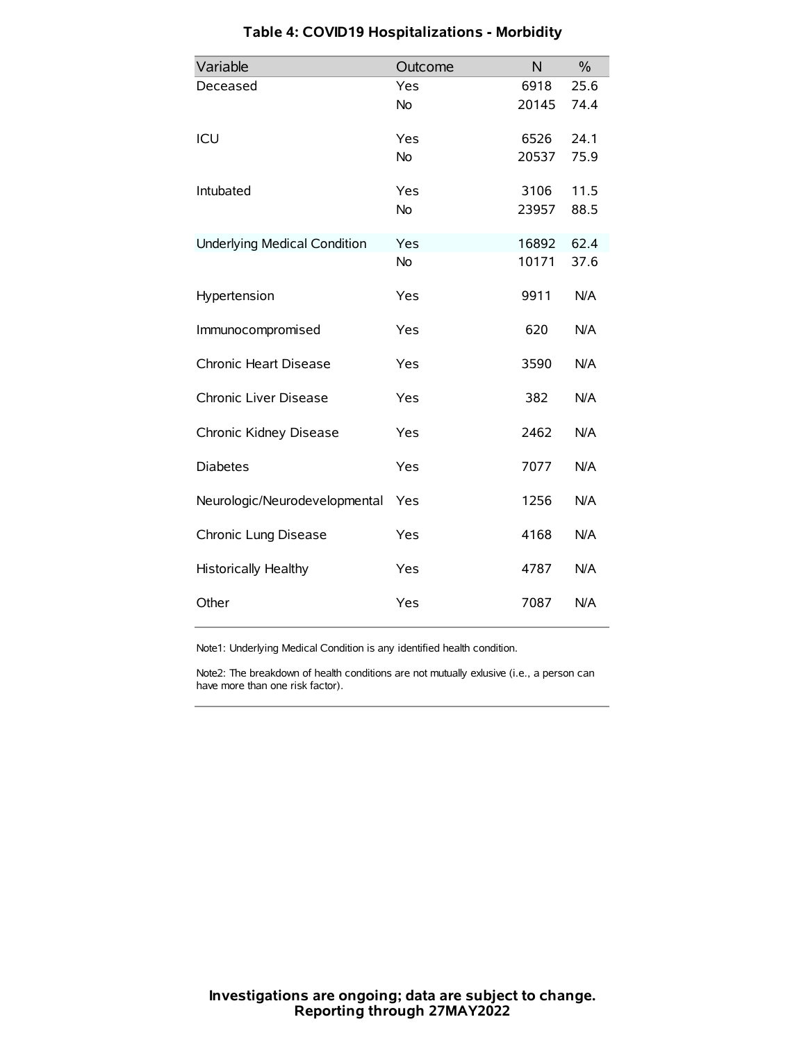## Table 4: COVID19 Hospitalizations - Morbidity

| Variable | Outcome | N | % |
|---|---|---|---|
| Deceased | Yes | 6918 | 25.6 |
| | No | 20145 | 74.4 |
| ICU | Yes | 6526 | 24.1 |
| | No | 20537 | 75.9 |
| Intubated | Yes | 3106 | 11.5 |
| | No | 23957 | 88.5 |
| Underlying Medical Condition | Yes | 16892 | 62.4 |
| | No | 10171 | 37.6 |
| Hypertension | Yes | 9911 | N/A |
| Immunocompromised | Yes | 620 | N/A |
| Chronic Heart Disease | Yes | 3590 | N/A |
| Chronic Liver Disease | Yes | 382 | N/A |
| Chronic Kidney Disease | Yes | 2462 | N/A |
| Diabetes | Yes | 7077 | N/A |
| Neurologic/Neurodevelopmental | Yes | 1256 | N/A |
| Chronic Lung Disease | Yes | 4168 | N/A |
| Historically Healthy | Yes | 4787 | N/A |
| Other | Yes | 7087 | N/A |

Note1: Underlying Medical Condition is any identified health condition.

Note2: The breakdown of health conditions are not mutually exlusive (i.e., a person can have more than one risk factor).

**Investigations are ongoing; data are subject to change.**
**Reporting through 27MAY2022**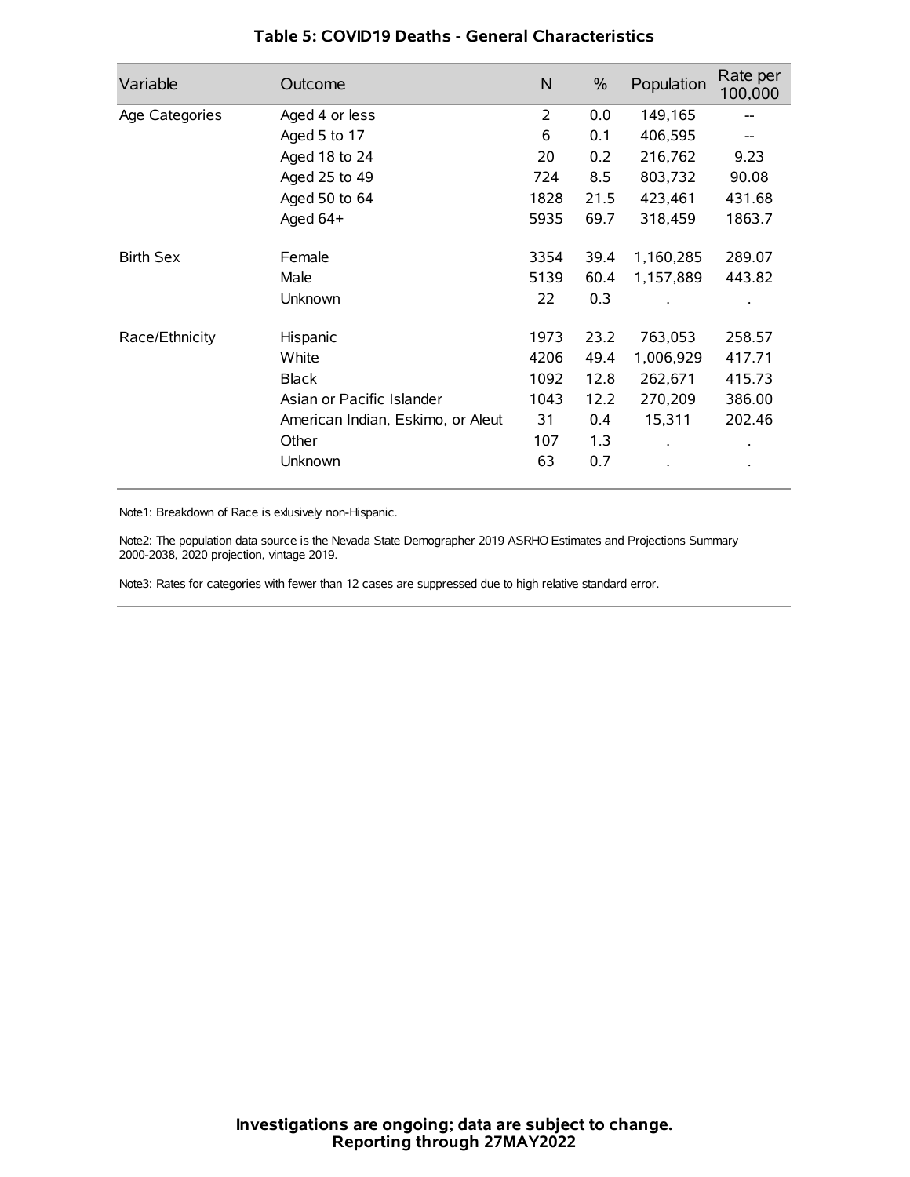### Table 5: COVID19 Deaths - General Characteristics

| Variable | Outcome | N | % | Population | Rate per 100,000 |
|---|---|---|---|---|---|
| Age Categories | Aged 4 or less | 2 | 0.0 | 149,165 | -- |
| | Aged 5 to 17 | 6 | 0.1 | 406,595 | -- |
| | Aged 18 to 24 | 20 | 0.2 | 216,762 | 9.23 |
| | Aged 25 to 49 | 724 | 8.5 | 803,732 | 90.08 |
| | Aged 50 to 64 | 1828 | 21.5 | 423,461 | 431.68 |
| | Aged 64+ | 5935 | 69.7 | 318,459 | 1863.7 |
| Birth Sex | Female | 3354 | 39.4 | 1,160,285 | 289.07 |
| | Male | 5139 | 60.4 | 1,157,889 | 443.82 |
| | Unknown | 22 | 0.3 | . | . |
| Race/Ethnicity | Hispanic | 1973 | 23.2 | 763,053 | 258.57 |
| | White | 4206 | 49.4 | 1,006,929 | 417.71 |
| | Black | 1092 | 12.8 | 262,671 | 415.73 |
| | Asian or Pacific Islander | 1043 | 12.2 | 270,209 | 386.00 |
| | American Indian, Eskimo, or Aleut | 31 | 0.4 | 15,311 | 202.46 |
| | Other | 107 | 1.3 | . | . |
| | Unknown | 63 | 0.7 | . | . |

Note1: Breakdown of Race is exlusively non-Hispanic.

Note2: The population data source is the Nevada State Demographer 2019 ASRHO Estimates and Projections Summary 2000-2038, 2020 projection, vintage 2019.

Note3: Rates for categories with fewer than 12 cases are suppressed due to high relative standard error.

**Investigations are ongoing; data are subject to change.**
**Reporting through 27MAY2022**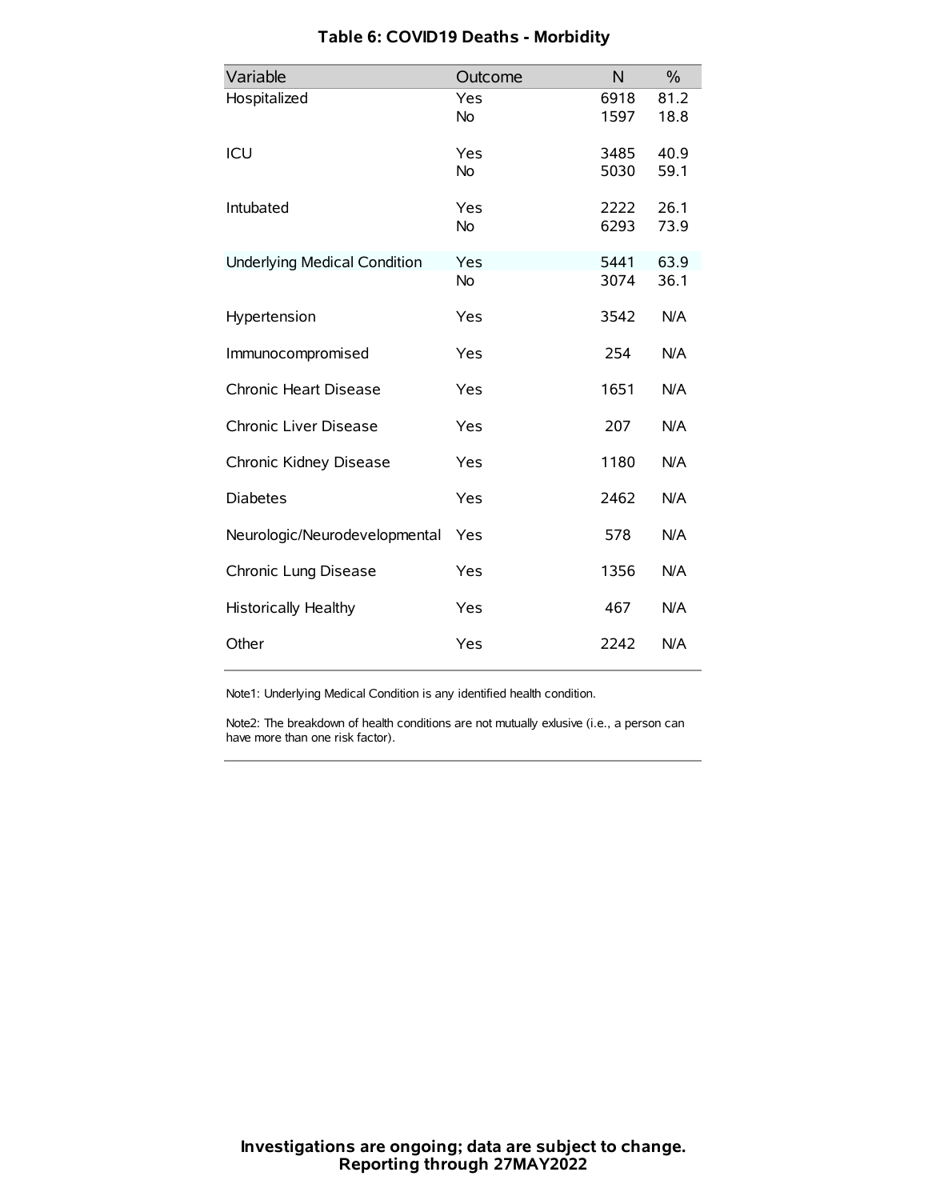# Table 6: COVID19 Deaths - Morbidity

| Variable | Outcome | N | % |
|---|---|---|---|
| Hospitalized | Yes | 6918 | 81.2 |
| | No | 1597 | 18.8 |
| ICU | Yes | 3485 | 40.9 |
| | No | 5030 | 59.1 |
| Intubated | Yes | 2222 | 26.1 |
| | No | 6293 | 73.9 |
| Underlying Medical Condition | Yes | 5441 | 63.9 |
| | No | 3074 | 36.1 |
| Hypertension | Yes | 3542 | N/A |
| Immunocompromised | Yes | 254 | N/A |
| Chronic Heart Disease | Yes | 1651 | N/A |
| Chronic Liver Disease | Yes | 207 | N/A |
| Chronic Kidney Disease | Yes | 1180 | N/A |
| Diabetes | Yes | 2462 | N/A |
| Neurologic/Neurodevelopmental | Yes | 578 | N/A |
| Chronic Lung Disease | Yes | 1356 | N/A |
| Historically Healthy | Yes | 467 | N/A |
| Other | Yes | 2242 | N/A |

Note1: Underlying Medical Condition is any identified health condition.

Note2: The breakdown of health conditions are not mutually exlusive (i.e., a person can have more than one risk factor).

**Investigations are ongoing; data are subject to change.**
**Reporting through 27MAY2022**